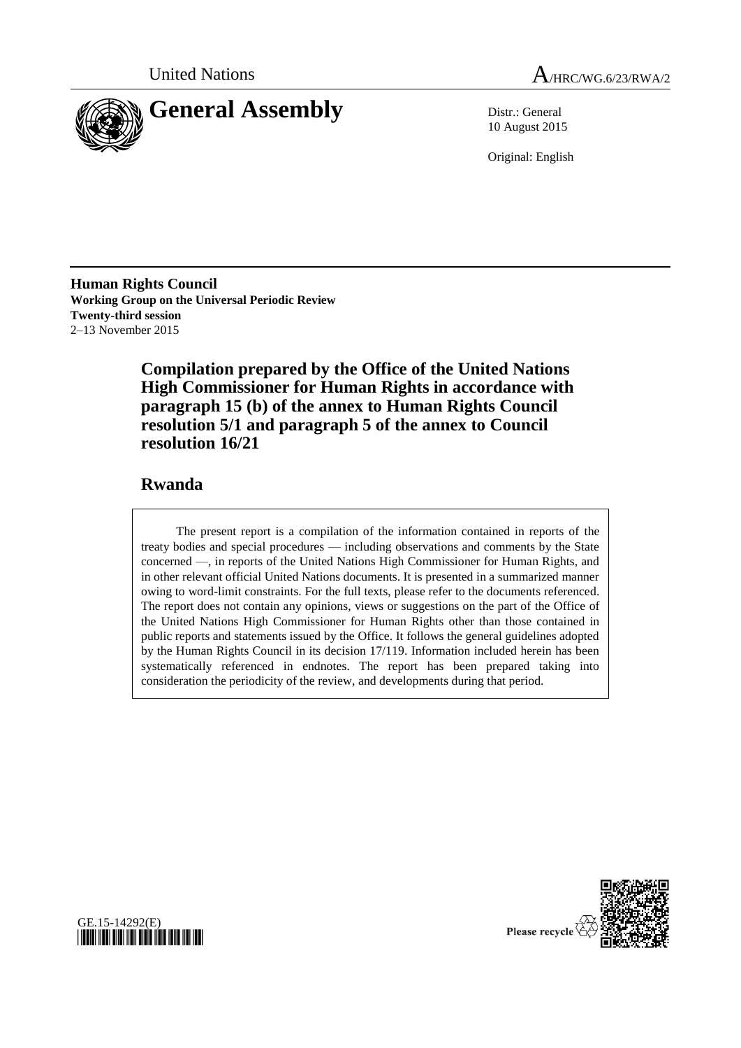United Nations

# A/HRC/WG.6/23/RWA/2

## General Assembly

Distr.: General
10 August 2015

Original: English

**Human Rights Council**
**Working Group on the Universal Periodic Review**
**Twenty-third session**
2–13 November 2015

## Compilation prepared by the Office of the United Nations High Commissioner for Human Rights in accordance with paragraph 15 (b) of the annex to Human Rights Council resolution 5/1 and paragraph 5 of the annex to Council resolution 16/21

## Rwanda

The present report is a compilation of the information contained in reports of the treaty bodies and special procedures — including observations and comments by the State concerned —, in reports of the United Nations High Commissioner for Human Rights, and in other relevant official United Nations documents. It is presented in a summarized manner owing to word-limit constraints. For the full texts, please refer to the documents referenced. The report does not contain any opinions, views or suggestions on the part of the Office of the United Nations High Commissioner for Human Rights other than those contained in public reports and statements issued by the Office. It follows the general guidelines adopted by the Human Rights Council in its decision 17/119. Information included herein has been systematically referenced in endnotes. The report has been prepared taking into consideration the periodicity of the review, and developments during that period.

GE.15-14292(E)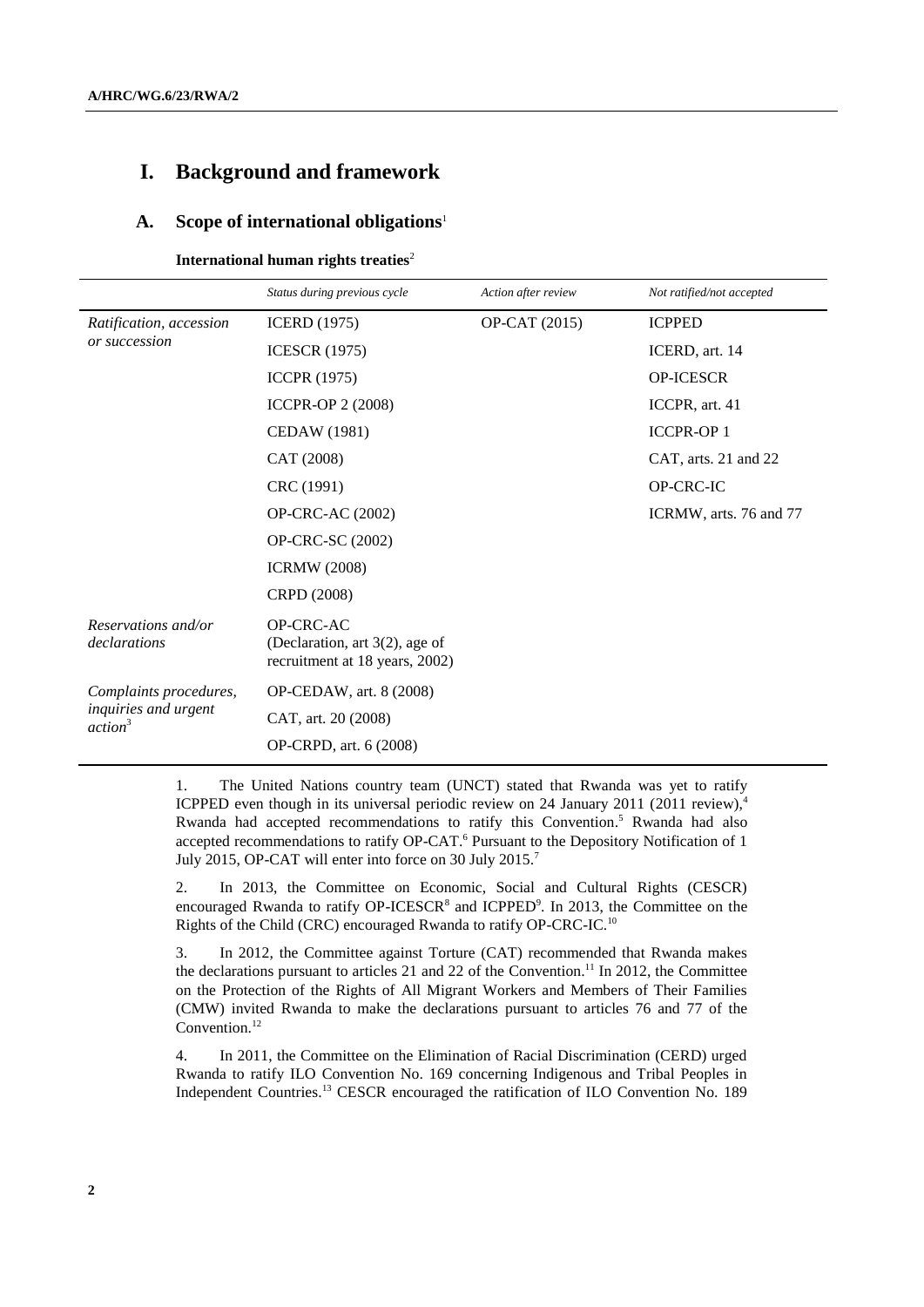# I. Background and framework

## A. Scope of international obligations[1]

**International human rights treaties**[2]

| | *Status during previous cycle* | *Action after review* | *Not ratified/not accepted* |
|---|---|---|---|
| *Ratification, accession or succession* | ICERD (1975) | OP-CAT (2015) | ICPPED |
| | ICESCR (1975) | | ICERD, art. 14 |
| | ICCPR (1975) | | OP-ICESCR |
| | ICCPR-OP 2 (2008) | | ICCPR, art. 41 |
| | CEDAW (1981) | | ICCPR-OP 1 |
| | CAT (2008) | | CAT, arts. 21 and 22 |
| | CRC (1991) | | OP-CRC-IC |
| | OP-CRC-AC (2002) | | ICRMW, arts. 76 and 77 |
| | OP-CRC-SC (2002) | | |
| | ICRMW (2008) | | |
| | CRPD (2008) | | |
| *Reservations and/or declarations* | OP-CRC-AC (Declaration, art 3(2), age of recruitment at 18 years, 2002) | | |
| *Complaints procedures, inquiries and urgent action*[3] | OP-CEDAW, art. 8 (2008) | | |
| | CAT, art. 20 (2008) | | |
| | OP-CRPD, art. 6 (2008) | | |

1. The United Nations country team (UNCT) stated that Rwanda was yet to ratify ICPPED even though in its universal periodic review on 24 January 2011 (2011 review),[4] Rwanda had accepted recommendations to ratify this Convention.[5] Rwanda had also accepted recommendations to ratify OP-CAT.[6] Pursuant to the Depository Notification of 1 July 2015, OP-CAT will enter into force on 30 July 2015.[7]

2. In 2013, the Committee on Economic, Social and Cultural Rights (CESCR) encouraged Rwanda to ratify OP-ICESCR[8] and ICPPED[9]. In 2013, the Committee on the Rights of the Child (CRC) encouraged Rwanda to ratify OP-CRC-IC.[10]

3. In 2012, the Committee against Torture (CAT) recommended that Rwanda makes the declarations pursuant to articles 21 and 22 of the Convention.[11] In 2012, the Committee on the Protection of the Rights of All Migrant Workers and Members of Their Families (CMW) invited Rwanda to make the declarations pursuant to articles 76 and 77 of the Convention.[12]

4. In 2011, the Committee on the Elimination of Racial Discrimination (CERD) urged Rwanda to ratify ILO Convention No. 169 concerning Indigenous and Tribal Peoples in Independent Countries.[13] CESCR encouraged the ratification of ILO Convention No. 189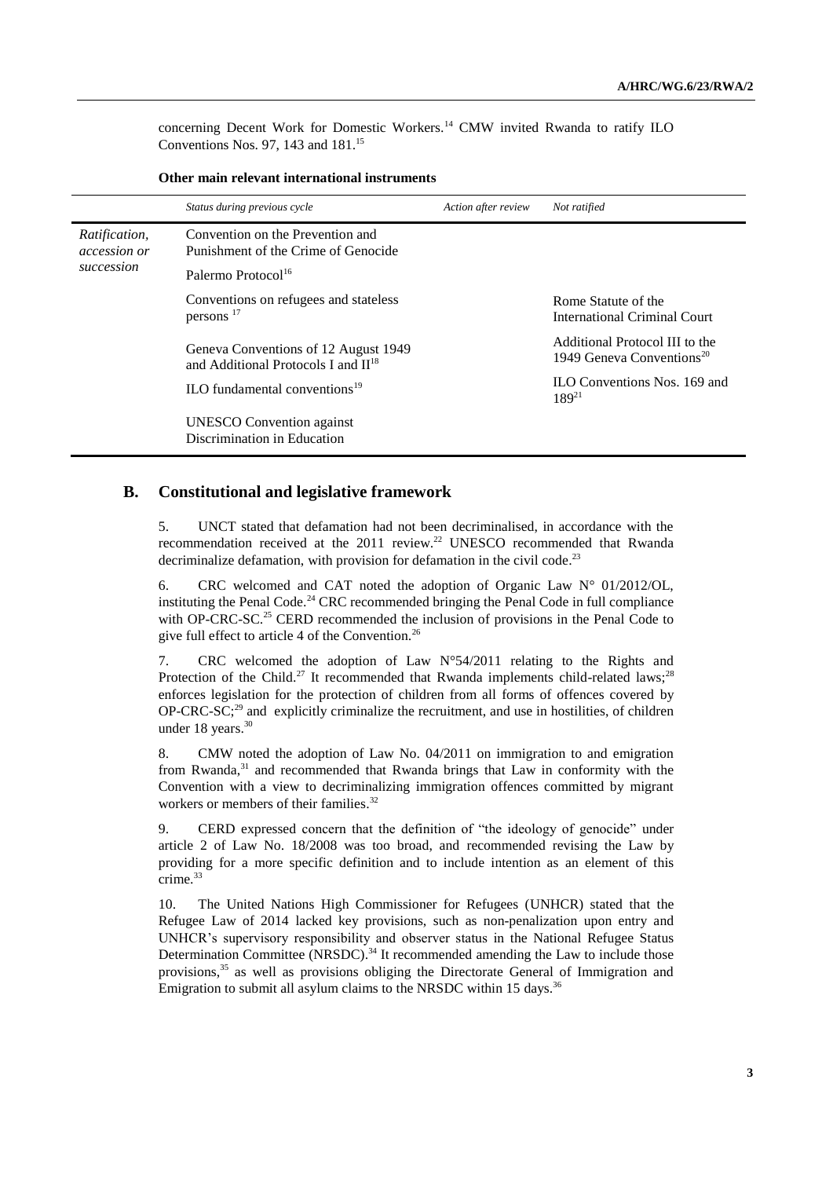concerning Decent Work for Domestic Workers.[14] CMW invited Rwanda to ratify ILO Conventions Nos. 97, 143 and 181.[15]

**Other main relevant international instruments**

| | *Status during previous cycle* | *Action after review* | *Not ratified* |
|---|---|---|---|
| *Ratification, accession or succession* | Convention on the Prevention and Punishment of the Crime of Genocide | | |
| | Palermo Protocol[16] | | |
| | Conventions on refugees and stateless persons [17] | | Rome Statute of the International Criminal Court |
| | Geneva Conventions of 12 August 1949 and Additional Protocols I and II[18] | | Additional Protocol III to the 1949 Geneva Conventions[20] |
| | ILO fundamental conventions[19] | | ILO Conventions Nos. 169 and 189[21] |
| | UNESCO Convention against Discrimination in Education | | |

## B. Constitutional and legislative framework

5. UNCT stated that defamation had not been decriminalised, in accordance with the recommendation received at the 2011 review.[22] UNESCO recommended that Rwanda decriminalize defamation, with provision for defamation in the civil code.[23]

6. CRC welcomed and CAT noted the adoption of Organic Law N° 01/2012/OL, instituting the Penal Code.[24] CRC recommended bringing the Penal Code in full compliance with OP-CRC-SC.[25] CERD recommended the inclusion of provisions in the Penal Code to give full effect to article 4 of the Convention.[26]

7. CRC welcomed the adoption of Law N°54/2011 relating to the Rights and Protection of the Child.[27] It recommended that Rwanda implements child-related laws;[28] enforces legislation for the protection of children from all forms of offences covered by OP-CRC-SC;[29] and explicitly criminalize the recruitment, and use in hostilities, of children under 18 years.[30]

8. CMW noted the adoption of Law No. 04/2011 on immigration to and emigration from Rwanda,[31] and recommended that Rwanda brings that Law in conformity with the Convention with a view to decriminalizing immigration offences committed by migrant workers or members of their families.[32]

9. CERD expressed concern that the definition of "the ideology of genocide" under article 2 of Law No. 18/2008 was too broad, and recommended revising the Law by providing for a more specific definition and to include intention as an element of this crime.[33]

10. The United Nations High Commissioner for Refugees (UNHCR) stated that the Refugee Law of 2014 lacked key provisions, such as non-penalization upon entry and UNHCR's supervisory responsibility and observer status in the National Refugee Status Determination Committee (NRSDC).[34] It recommended amending the Law to include those provisions,[35] as well as provisions obliging the Directorate General of Immigration and Emigration to submit all asylum claims to the NRSDC within 15 days.[36]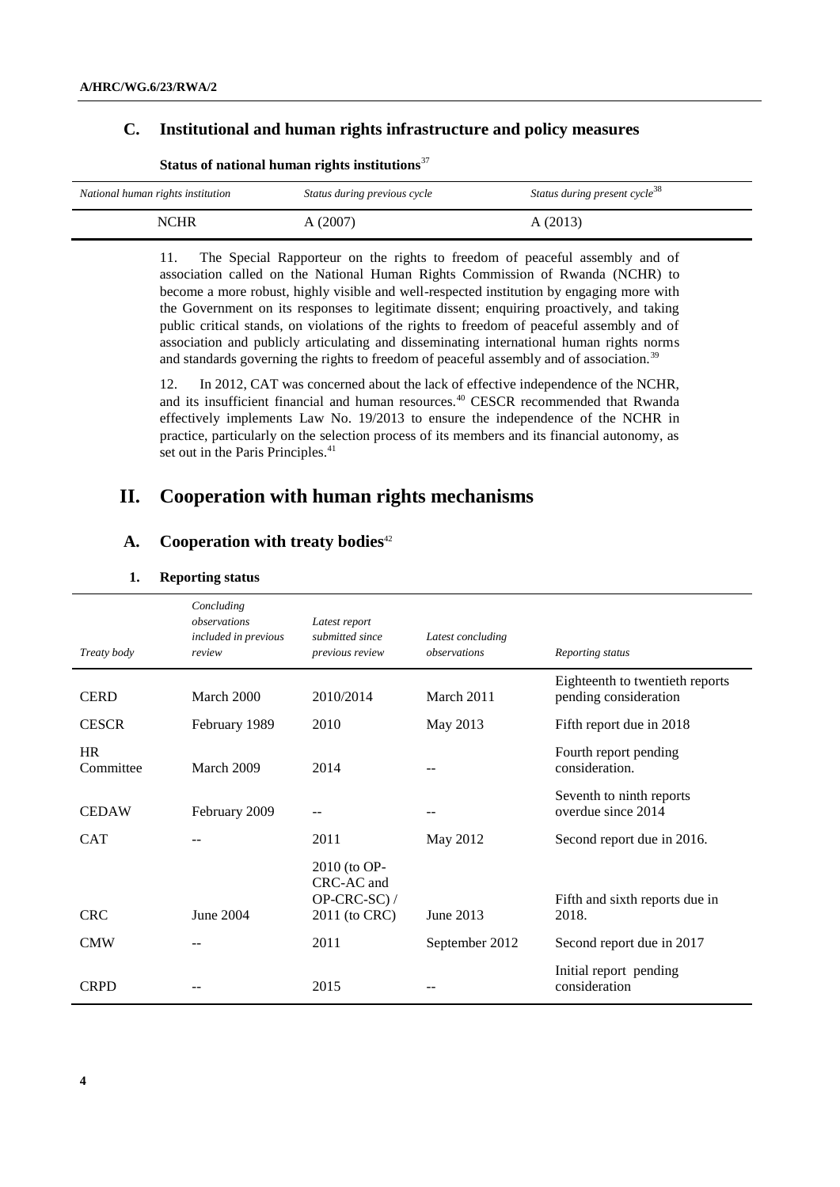## C. Institutional and human rights infrastructure and policy measures

**Status of national human rights institutions**[37]

| *National human rights institution* | *Status during previous cycle* | *Status during present cycle*[38] |
|---|---|---|
| NCHR | A (2007) | A (2013) |

11. The Special Rapporteur on the rights to freedom of peaceful assembly and of association called on the National Human Rights Commission of Rwanda (NCHR) to become a more robust, highly visible and well-respected institution by engaging more with the Government on its responses to legitimate dissent; enquiring proactively, and taking public critical stands, on violations of the rights to freedom of peaceful assembly and of association and publicly articulating and disseminating international human rights norms and standards governing the rights to freedom of peaceful assembly and of association.[39]

12. In 2012, CAT was concerned about the lack of effective independence of the NCHR, and its insufficient financial and human resources.[40] CESCR recommended that Rwanda effectively implements Law No. 19/2013 to ensure the independence of the NCHR in practice, particularly on the selection process of its members and its financial autonomy, as set out in the Paris Principles.[41]

# II. Cooperation with human rights mechanisms

## A. Cooperation with treaty bodies[42]

### 1. Reporting status

| *Treaty body* | *Concluding observations included in previous review* | *Latest report submitted since previous review* | *Latest concluding observations* | *Reporting status* |
|---|---|---|---|---|
| CERD | March 2000 | 2010/2014 | March 2011 | Eighteenth to twentieth reports pending consideration |
| CESCR | February 1989 | 2010 | May 2013 | Fifth report due in 2018 |
| HR Committee | March 2009 | 2014 | -- | Fourth report pending consideration. |
| CEDAW | February 2009 | -- | -- | Seventh to ninth reports overdue since 2014 |
| CAT | -- | 2011 | May 2012 | Second report due in 2016. |
| CRC | June 2004 | 2010 (to OP-CRC-AC and OP-CRC-SC) / 2011 (to CRC) | June 2013 | Fifth and sixth reports due in 2018. |
| CMW | -- | 2011 | September 2012 | Second report due in 2017 |
| CRPD | -- | 2015 | -- | Initial report pending consideration |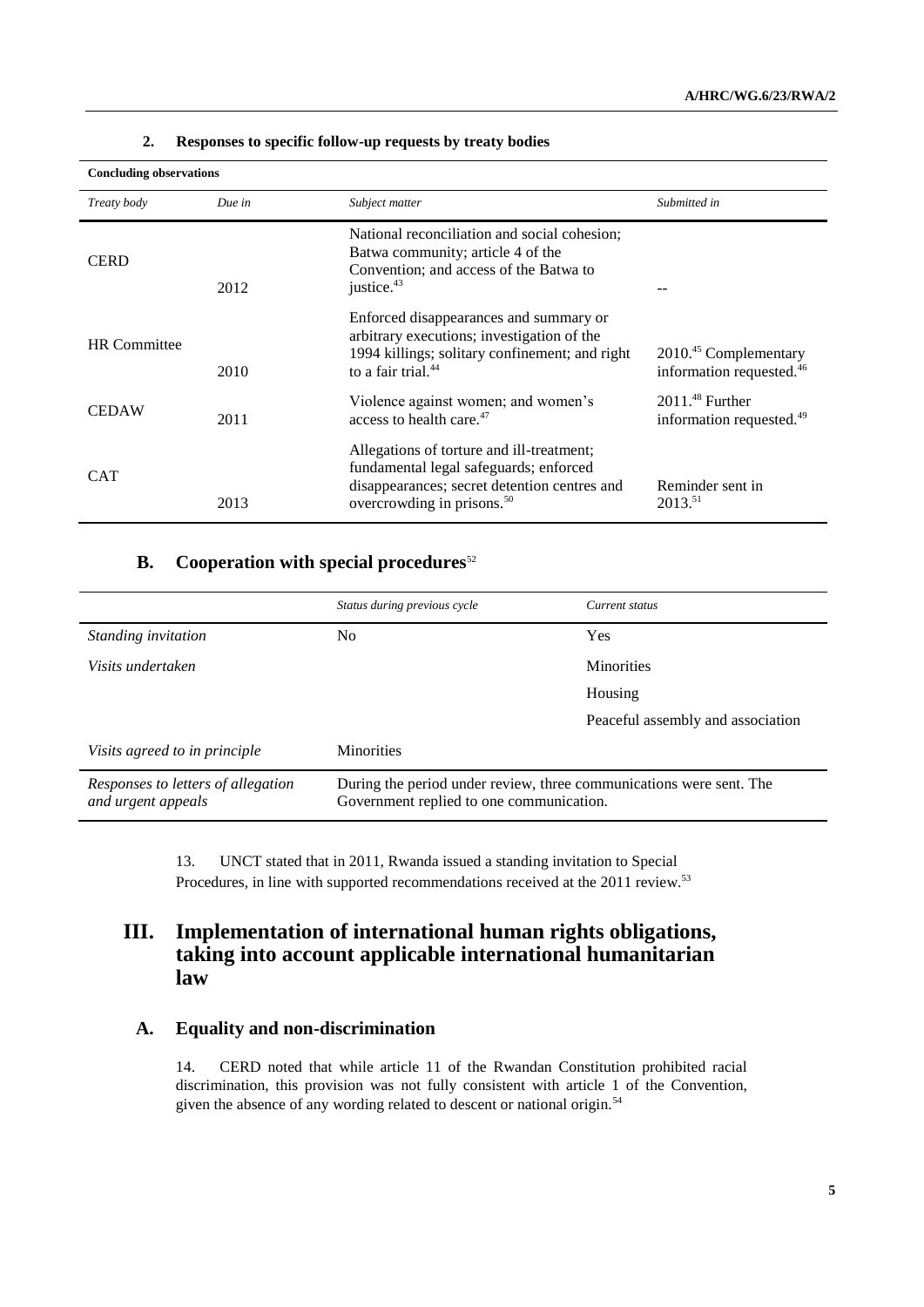### 2. Responses to specific follow-up requests by treaty bodies

| **Concluding observations** | | | |
|---|---|---|---|
| *Treaty body* | *Due in* | *Subject matter* | *Submitted in* |
| CERD | 2012 | National reconciliation and social cohesion; Batwa community; article 4 of the Convention; and access of the Batwa to justice.[43] | -- |
| HR Committee | 2010 | Enforced disappearances and summary or arbitrary executions; investigation of the 1994 killings; solitary confinement; and right to a fair trial.[44] | 2010.[45] Complementary information requested.[46] |
| CEDAW | 2011 | Violence against women; and women's access to health care.[47] | 2011.[48] Further information requested.[49] |
| CAT | 2013 | Allegations of torture and ill-treatment; fundamental legal safeguards; enforced disappearances; secret detention centres and overcrowding in prisons.[50] | Reminder sent in 2013.[51] |

## B. Cooperation with special procedures[52]

| | *Status during previous cycle* | *Current status* |
|---|---|---|
| *Standing invitation* | No | Yes |
| *Visits undertaken* | | Minorities |
| | | Housing |
| | | Peaceful assembly and association |
| *Visits agreed to in principle* | Minorities | |
| *Responses to letters of allegation and urgent appeals* | During the period under review, three communications were sent. The Government replied to one communication. | |

13. UNCT stated that in 2011, Rwanda issued a standing invitation to Special Procedures, in line with supported recommendations received at the 2011 review.[53]

# III. Implementation of international human rights obligations, taking into account applicable international humanitarian law

## A. Equality and non-discrimination

14. CERD noted that while article 11 of the Rwandan Constitution prohibited racial discrimination, this provision was not fully consistent with article 1 of the Convention, given the absence of any wording related to descent or national origin.[54]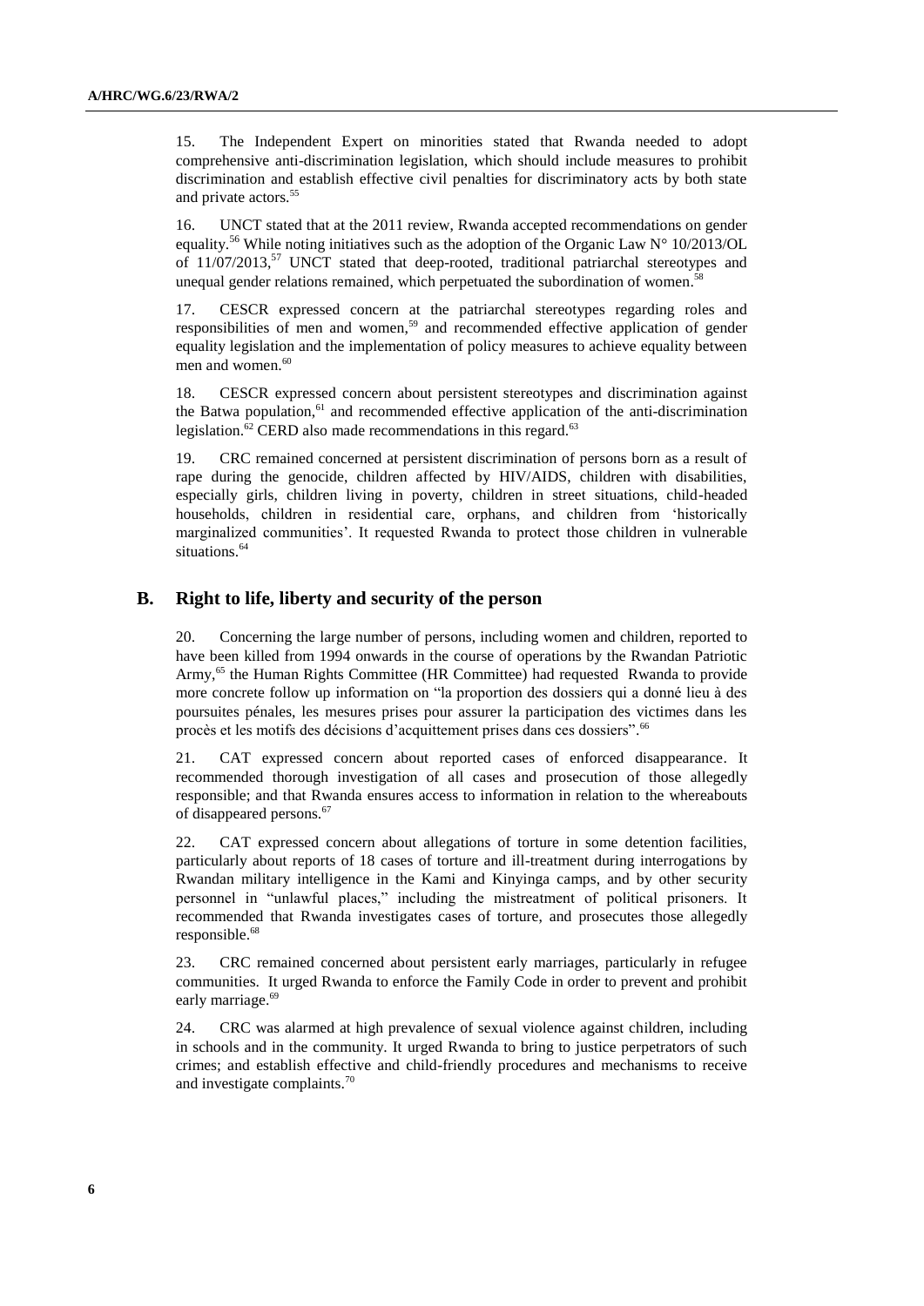15. The Independent Expert on minorities stated that Rwanda needed to adopt comprehensive anti-discrimination legislation, which should include measures to prohibit discrimination and establish effective civil penalties for discriminatory acts by both state and private actors.[55]

16. UNCT stated that at the 2011 review, Rwanda accepted recommendations on gender equality.[56] While noting initiatives such as the adoption of the Organic Law N° 10/2013/OL of 11/07/2013,[57] UNCT stated that deep-rooted, traditional patriarchal stereotypes and unequal gender relations remained, which perpetuated the subordination of women.[58]

17. CESCR expressed concern at the patriarchal stereotypes regarding roles and responsibilities of men and women,[59] and recommended effective application of gender equality legislation and the implementation of policy measures to achieve equality between men and women.[60]

18. CESCR expressed concern about persistent stereotypes and discrimination against the Batwa population,[61] and recommended effective application of the anti-discrimination legislation.[62] CERD also made recommendations in this regard.[63]

19. CRC remained concerned at persistent discrimination of persons born as a result of rape during the genocide, children affected by HIV/AIDS, children with disabilities, especially girls, children living in poverty, children in street situations, child-headed households, children in residential care, orphans, and children from 'historically marginalized communities'. It requested Rwanda to protect those children in vulnerable situations.[64]

## B. Right to life, liberty and security of the person

20. Concerning the large number of persons, including women and children, reported to have been killed from 1994 onwards in the course of operations by the Rwandan Patriotic Army,[65] the Human Rights Committee (HR Committee) had requested Rwanda to provide more concrete follow up information on "la proportion des dossiers qui a donné lieu à des poursuites pénales, les mesures prises pour assurer la participation des victimes dans les procès et les motifs des décisions d'acquittement prises dans ces dossiers".[66]

21. CAT expressed concern about reported cases of enforced disappearance. It recommended thorough investigation of all cases and prosecution of those allegedly responsible; and that Rwanda ensures access to information in relation to the whereabouts of disappeared persons.[67]

22. CAT expressed concern about allegations of torture in some detention facilities, particularly about reports of 18 cases of torture and ill-treatment during interrogations by Rwandan military intelligence in the Kami and Kinyinga camps, and by other security personnel in "unlawful places," including the mistreatment of political prisoners. It recommended that Rwanda investigates cases of torture, and prosecutes those allegedly responsible.[68]

23. CRC remained concerned about persistent early marriages, particularly in refugee communities. It urged Rwanda to enforce the Family Code in order to prevent and prohibit early marriage.[69]

24. CRC was alarmed at high prevalence of sexual violence against children, including in schools and in the community. It urged Rwanda to bring to justice perpetrators of such crimes; and establish effective and child-friendly procedures and mechanisms to receive and investigate complaints.[70]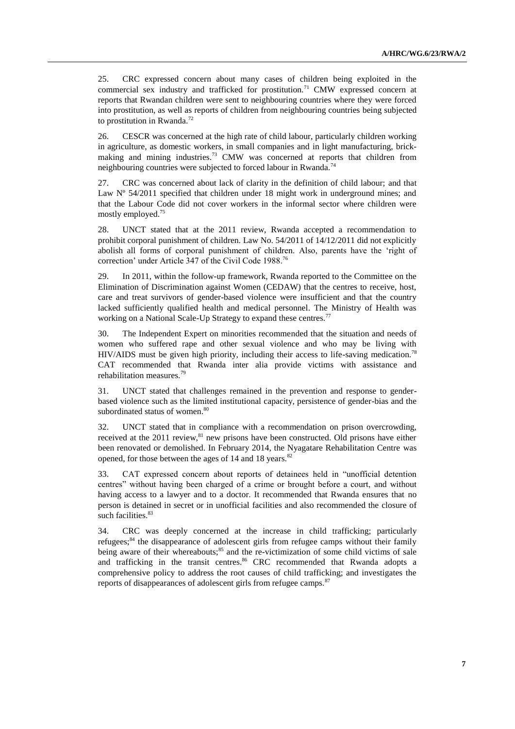25. CRC expressed concern about many cases of children being exploited in the commercial sex industry and trafficked for prostitution.[71] CMW expressed concern at reports that Rwandan children were sent to neighbouring countries where they were forced into prostitution, as well as reports of children from neighbouring countries being subjected to prostitution in Rwanda.[72]

26. CESCR was concerned at the high rate of child labour, particularly children working in agriculture, as domestic workers, in small companies and in light manufacturing, brick-making and mining industries.[73] CMW was concerned at reports that children from neighbouring countries were subjected to forced labour in Rwanda.[74]

27. CRC was concerned about lack of clarity in the definition of child labour; and that Law Nº 54/2011 specified that children under 18 might work in underground mines; and that the Labour Code did not cover workers in the informal sector where children were mostly employed.[75]

28. UNCT stated that at the 2011 review, Rwanda accepted a recommendation to prohibit corporal punishment of children. Law No. 54/2011 of 14/12/2011 did not explicitly abolish all forms of corporal punishment of children. Also, parents have the 'right of correction' under Article 347 of the Civil Code 1988.[76]

29. In 2011, within the follow-up framework, Rwanda reported to the Committee on the Elimination of Discrimination against Women (CEDAW) that the centres to receive, host, care and treat survivors of gender-based violence were insufficient and that the country lacked sufficiently qualified health and medical personnel. The Ministry of Health was working on a National Scale-Up Strategy to expand these centres.[77]

30. The Independent Expert on minorities recommended that the situation and needs of women who suffered rape and other sexual violence and who may be living with HIV/AIDS must be given high priority, including their access to life-saving medication.[78] CAT recommended that Rwanda inter alia provide victims with assistance and rehabilitation measures.[79]

31. UNCT stated that challenges remained in the prevention and response to gender-based violence such as the limited institutional capacity, persistence of gender-bias and the subordinated status of women.[80]

32. UNCT stated that in compliance with a recommendation on prison overcrowding, received at the 2011 review,[81] new prisons have been constructed. Old prisons have either been renovated or demolished. In February 2014, the Nyagatare Rehabilitation Centre was opened, for those between the ages of 14 and 18 years.[82]

33. CAT expressed concern about reports of detainees held in "unofficial detention centres" without having been charged of a crime or brought before a court, and without having access to a lawyer and to a doctor. It recommended that Rwanda ensures that no person is detained in secret or in unofficial facilities and also recommended the closure of such facilities.[83]

34. CRC was deeply concerned at the increase in child trafficking; particularly refugees;[84] the disappearance of adolescent girls from refugee camps without their family being aware of their whereabouts;[85] and the re-victimization of some child victims of sale and trafficking in the transit centres.[86] CRC recommended that Rwanda adopts a comprehensive policy to address the root causes of child trafficking; and investigates the reports of disappearances of adolescent girls from refugee camps.[87]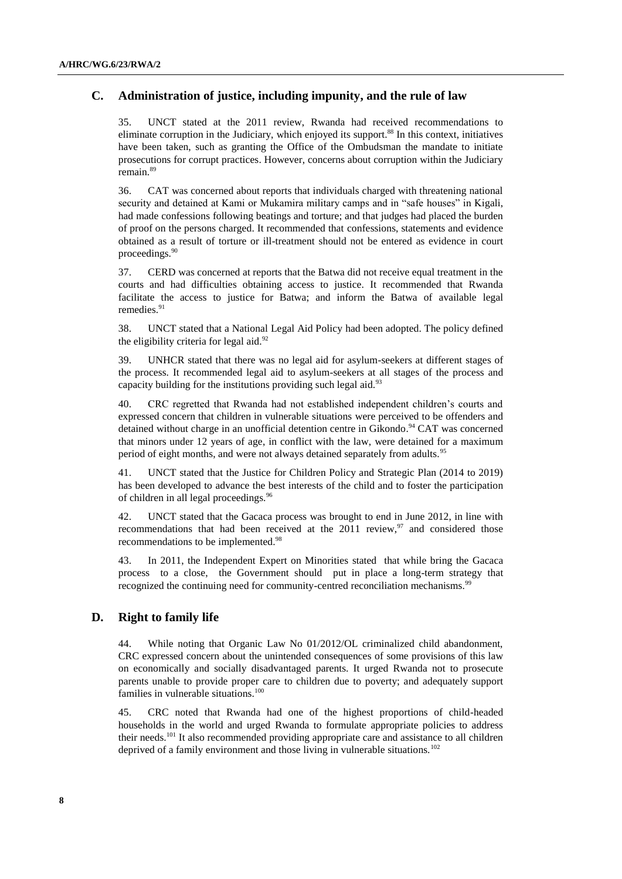## C. Administration of justice, including impunity, and the rule of law

35. UNCT stated at the 2011 review, Rwanda had received recommendations to eliminate corruption in the Judiciary, which enjoyed its support.[88] In this context, initiatives have been taken, such as granting the Office of the Ombudsman the mandate to initiate prosecutions for corrupt practices. However, concerns about corruption within the Judiciary remain.[89]

36. CAT was concerned about reports that individuals charged with threatening national security and detained at Kami or Mukamira military camps and in "safe houses" in Kigali, had made confessions following beatings and torture; and that judges had placed the burden of proof on the persons charged. It recommended that confessions, statements and evidence obtained as a result of torture or ill-treatment should not be entered as evidence in court proceedings.[90]

37. CERD was concerned at reports that the Batwa did not receive equal treatment in the courts and had difficulties obtaining access to justice. It recommended that Rwanda facilitate the access to justice for Batwa; and inform the Batwa of available legal remedies.[91]

38. UNCT stated that a National Legal Aid Policy had been adopted. The policy defined the eligibility criteria for legal aid.[92]

39. UNHCR stated that there was no legal aid for asylum-seekers at different stages of the process. It recommended legal aid to asylum-seekers at all stages of the process and capacity building for the institutions providing such legal aid.[93]

40. CRC regretted that Rwanda had not established independent children's courts and expressed concern that children in vulnerable situations were perceived to be offenders and detained without charge in an unofficial detention centre in Gikondo.[94] CAT was concerned that minors under 12 years of age, in conflict with the law, were detained for a maximum period of eight months, and were not always detained separately from adults.[95]

41. UNCT stated that the Justice for Children Policy and Strategic Plan (2014 to 2019) has been developed to advance the best interests of the child and to foster the participation of children in all legal proceedings.[96]

42. UNCT stated that the Gacaca process was brought to end in June 2012, in line with recommendations that had been received at the 2011 review,[97] and considered those recommendations to be implemented.[98]

43. In 2011, the Independent Expert on Minorities stated that while bring the Gacaca process to a close, the Government should put in place a long-term strategy that recognized the continuing need for community-centred reconciliation mechanisms.[99]

## D. Right to family life

44. While noting that Organic Law No 01/2012/OL criminalized child abandonment, CRC expressed concern about the unintended consequences of some provisions of this law on economically and socially disadvantaged parents. It urged Rwanda not to prosecute parents unable to provide proper care to children due to poverty; and adequately support families in vulnerable situations.[100]

45. CRC noted that Rwanda had one of the highest proportions of child-headed households in the world and urged Rwanda to formulate appropriate policies to address their needs.[101] It also recommended providing appropriate care and assistance to all children deprived of a family environment and those living in vulnerable situations.[102]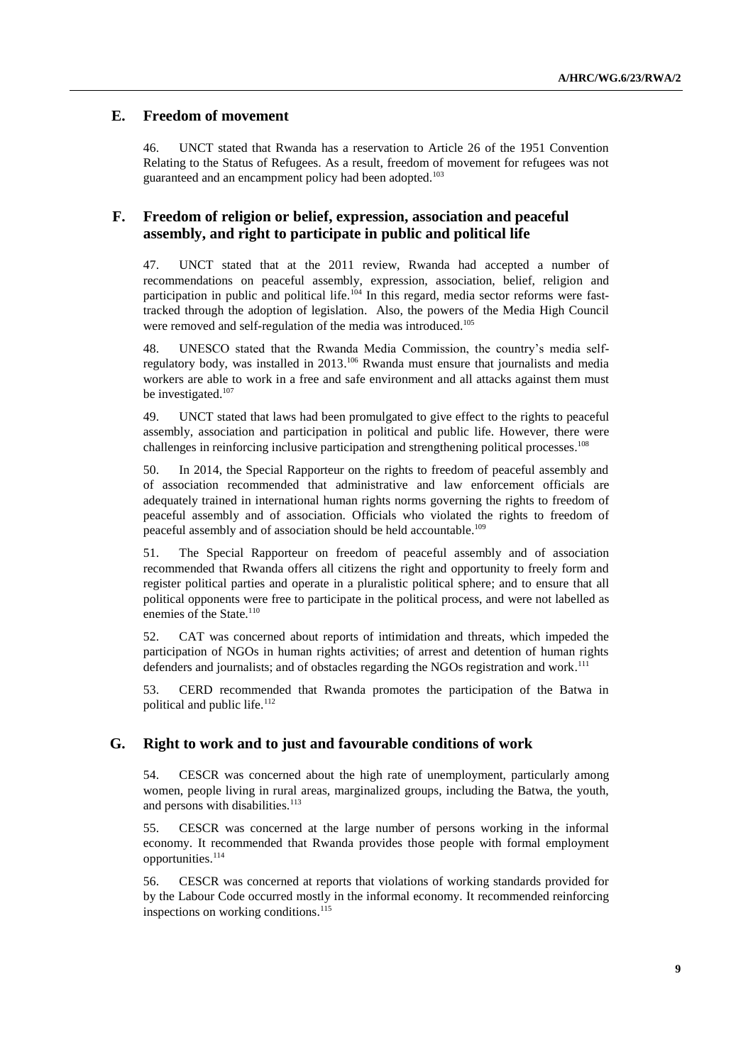## E. Freedom of movement

46. UNCT stated that Rwanda has a reservation to Article 26 of the 1951 Convention Relating to the Status of Refugees. As a result, freedom of movement for refugees was not guaranteed and an encampment policy had been adopted.[103]

## F. Freedom of religion or belief, expression, association and peaceful assembly, and right to participate in public and political life

47. UNCT stated that at the 2011 review, Rwanda had accepted a number of recommendations on peaceful assembly, expression, association, belief, religion and participation in public and political life.[104] In this regard, media sector reforms were fast-tracked through the adoption of legislation. Also, the powers of the Media High Council were removed and self-regulation of the media was introduced.[105]

48. UNESCO stated that the Rwanda Media Commission, the country's media self-regulatory body, was installed in 2013.[106] Rwanda must ensure that journalists and media workers are able to work in a free and safe environment and all attacks against them must be investigated.[107]

49. UNCT stated that laws had been promulgated to give effect to the rights to peaceful assembly, association and participation in political and public life. However, there were challenges in reinforcing inclusive participation and strengthening political processes.[108]

50. In 2014, the Special Rapporteur on the rights to freedom of peaceful assembly and of association recommended that administrative and law enforcement officials are adequately trained in international human rights norms governing the rights to freedom of peaceful assembly and of association. Officials who violated the rights to freedom of peaceful assembly and of association should be held accountable.[109]

51. The Special Rapporteur on freedom of peaceful assembly and of association recommended that Rwanda offers all citizens the right and opportunity to freely form and register political parties and operate in a pluralistic political sphere; and to ensure that all political opponents were free to participate in the political process, and were not labelled as enemies of the State.[110]

52. CAT was concerned about reports of intimidation and threats, which impeded the participation of NGOs in human rights activities; of arrest and detention of human rights defenders and journalists; and of obstacles regarding the NGOs registration and work.[111]

53. CERD recommended that Rwanda promotes the participation of the Batwa in political and public life.[112]

## G. Right to work and to just and favourable conditions of work

54. CESCR was concerned about the high rate of unemployment, particularly among women, people living in rural areas, marginalized groups, including the Batwa, the youth, and persons with disabilities.[113]

55. CESCR was concerned at the large number of persons working in the informal economy. It recommended that Rwanda provides those people with formal employment opportunities.[114]

56. CESCR was concerned at reports that violations of working standards provided for by the Labour Code occurred mostly in the informal economy. It recommended reinforcing inspections on working conditions.[115]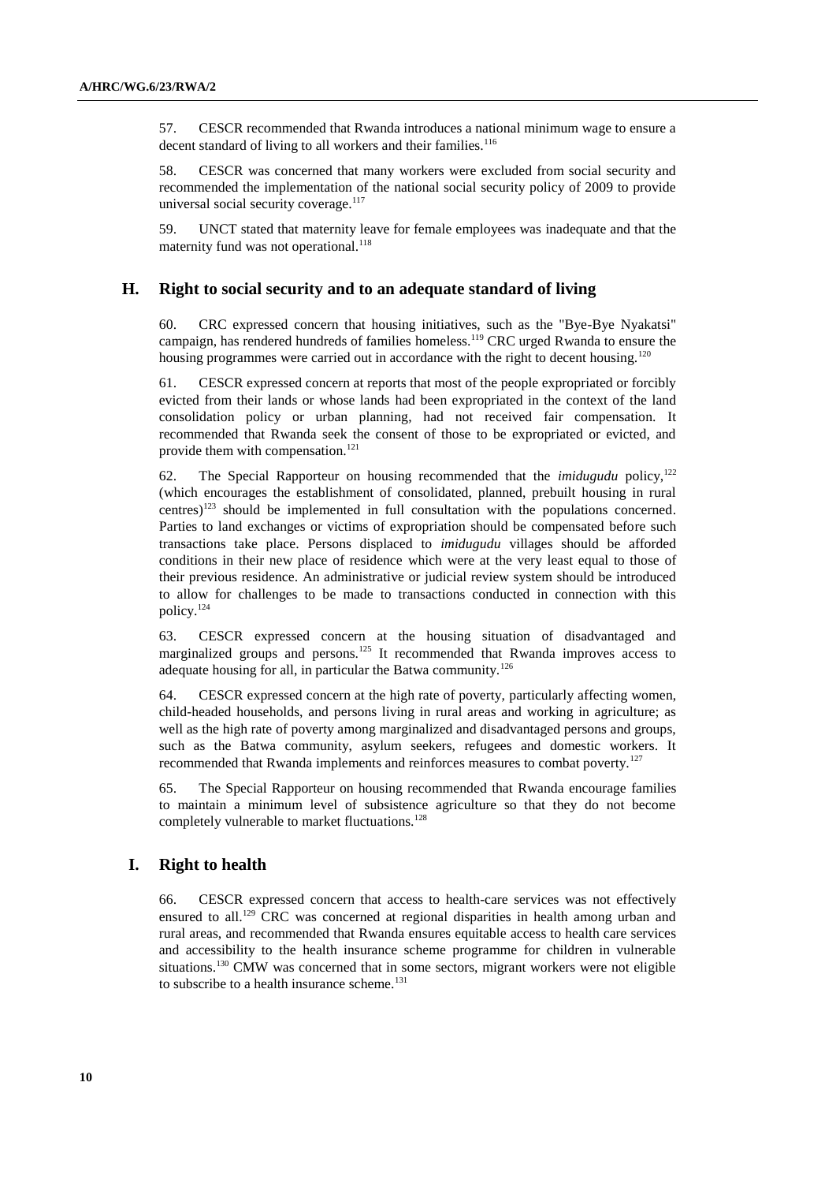57. CESCR recommended that Rwanda introduces a national minimum wage to ensure a decent standard of living to all workers and their families.[116]

58. CESCR was concerned that many workers were excluded from social security and recommended the implementation of the national social security policy of 2009 to provide universal social security coverage.[117]

59. UNCT stated that maternity leave for female employees was inadequate and that the maternity fund was not operational.[118]

## H. Right to social security and to an adequate standard of living

60. CRC expressed concern that housing initiatives, such as the "Bye-Bye Nyakatsi" campaign, has rendered hundreds of families homeless.[119] CRC urged Rwanda to ensure the housing programmes were carried out in accordance with the right to decent housing.[120]

61. CESCR expressed concern at reports that most of the people expropriated or forcibly evicted from their lands or whose lands had been expropriated in the context of the land consolidation policy or urban planning, had not received fair compensation. It recommended that Rwanda seek the consent of those to be expropriated or evicted, and provide them with compensation.[121]

62. The Special Rapporteur on housing recommended that the *imidugudu* policy,[122] (which encourages the establishment of consolidated, planned, prebuilt housing in rural centres)[123] should be implemented in full consultation with the populations concerned. Parties to land exchanges or victims of expropriation should be compensated before such transactions take place. Persons displaced to *imidugudu* villages should be afforded conditions in their new place of residence which were at the very least equal to those of their previous residence. An administrative or judicial review system should be introduced to allow for challenges to be made to transactions conducted in connection with this policy.[124]

63. CESCR expressed concern at the housing situation of disadvantaged and marginalized groups and persons.[125] It recommended that Rwanda improves access to adequate housing for all, in particular the Batwa community.[126]

64. CESCR expressed concern at the high rate of poverty, particularly affecting women, child-headed households, and persons living in rural areas and working in agriculture; as well as the high rate of poverty among marginalized and disadvantaged persons and groups, such as the Batwa community, asylum seekers, refugees and domestic workers. It recommended that Rwanda implements and reinforces measures to combat poverty.[127]

65. The Special Rapporteur on housing recommended that Rwanda encourage families to maintain a minimum level of subsistence agriculture so that they do not become completely vulnerable to market fluctuations.[128]

## I. Right to health

66. CESCR expressed concern that access to health-care services was not effectively ensured to all.[129] CRC was concerned at regional disparities in health among urban and rural areas, and recommended that Rwanda ensures equitable access to health care services and accessibility to the health insurance scheme programme for children in vulnerable situations.[130] CMW was concerned that in some sectors, migrant workers were not eligible to subscribe to a health insurance scheme.[131]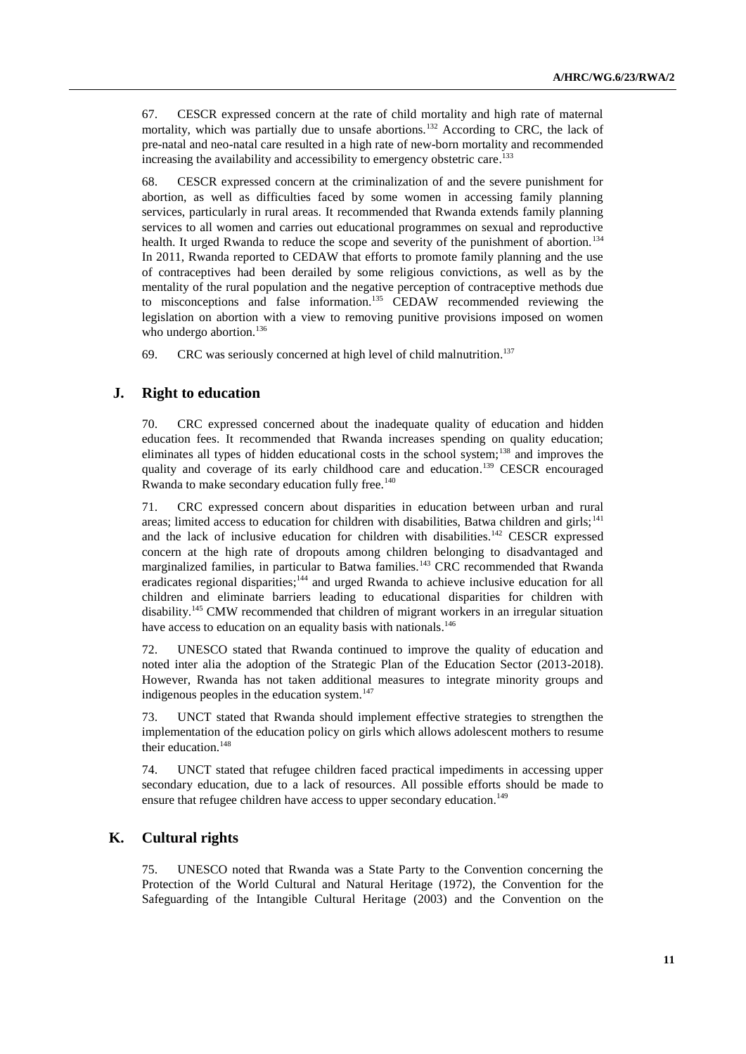67. CESCR expressed concern at the rate of child mortality and high rate of maternal mortality, which was partially due to unsafe abortions.[132] According to CRC, the lack of pre-natal and neo-natal care resulted in a high rate of new-born mortality and recommended increasing the availability and accessibility to emergency obstetric care.[133]

68. CESCR expressed concern at the criminalization of and the severe punishment for abortion, as well as difficulties faced by some women in accessing family planning services, particularly in rural areas. It recommended that Rwanda extends family planning services to all women and carries out educational programmes on sexual and reproductive health. It urged Rwanda to reduce the scope and severity of the punishment of abortion.[134] In 2011, Rwanda reported to CEDAW that efforts to promote family planning and the use of contraceptives had been derailed by some religious convictions, as well as by the mentality of the rural population and the negative perception of contraceptive methods due to misconceptions and false information.[135] CEDAW recommended reviewing the legislation on abortion with a view to removing punitive provisions imposed on women who undergo abortion.[136]

69. CRC was seriously concerned at high level of child malnutrition.[137]

## J. Right to education

70. CRC expressed concerned about the inadequate quality of education and hidden education fees. It recommended that Rwanda increases spending on quality education; eliminates all types of hidden educational costs in the school system;[138] and improves the quality and coverage of its early childhood care and education.[139] CESCR encouraged Rwanda to make secondary education fully free.[140]

71. CRC expressed concern about disparities in education between urban and rural areas; limited access to education for children with disabilities, Batwa children and girls;[141] and the lack of inclusive education for children with disabilities.[142] CESCR expressed concern at the high rate of dropouts among children belonging to disadvantaged and marginalized families, in particular to Batwa families.[143] CRC recommended that Rwanda eradicates regional disparities;[144] and urged Rwanda to achieve inclusive education for all children and eliminate barriers leading to educational disparities for children with disability.[145] CMW recommended that children of migrant workers in an irregular situation have access to education on an equality basis with nationals.[146]

72. UNESCO stated that Rwanda continued to improve the quality of education and noted inter alia the adoption of the Strategic Plan of the Education Sector (2013-2018). However, Rwanda has not taken additional measures to integrate minority groups and indigenous peoples in the education system.[147]

73. UNCT stated that Rwanda should implement effective strategies to strengthen the implementation of the education policy on girls which allows adolescent mothers to resume their education.[148]

74. UNCT stated that refugee children faced practical impediments in accessing upper secondary education, due to a lack of resources. All possible efforts should be made to ensure that refugee children have access to upper secondary education.[149]

## K. Cultural rights

75. UNESCO noted that Rwanda was a State Party to the Convention concerning the Protection of the World Cultural and Natural Heritage (1972), the Convention for the Safeguarding of the Intangible Cultural Heritage (2003) and the Convention on the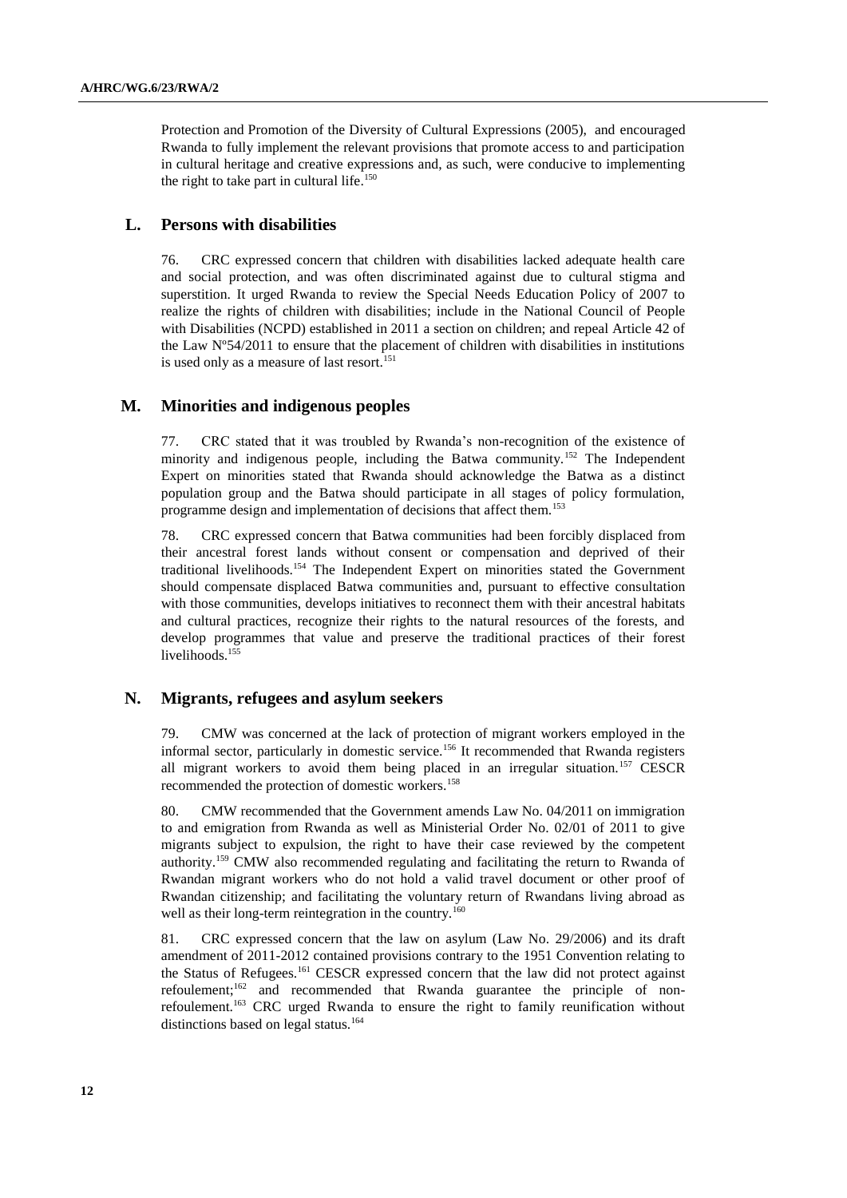Protection and Promotion of the Diversity of Cultural Expressions (2005), and encouraged Rwanda to fully implement the relevant provisions that promote access to and participation in cultural heritage and creative expressions and, as such, were conducive to implementing the right to take part in cultural life.[150]

## L. Persons with disabilities

76. CRC expressed concern that children with disabilities lacked adequate health care and social protection, and was often discriminated against due to cultural stigma and superstition. It urged Rwanda to review the Special Needs Education Policy of 2007 to realize the rights of children with disabilities; include in the National Council of People with Disabilities (NCPD) established in 2011 a section on children; and repeal Article 42 of the Law Nº54/2011 to ensure that the placement of children with disabilities in institutions is used only as a measure of last resort.[151]

## M. Minorities and indigenous peoples

77. CRC stated that it was troubled by Rwanda's non-recognition of the existence of minority and indigenous people, including the Batwa community.[152] The Independent Expert on minorities stated that Rwanda should acknowledge the Batwa as a distinct population group and the Batwa should participate in all stages of policy formulation, programme design and implementation of decisions that affect them.[153]

78. CRC expressed concern that Batwa communities had been forcibly displaced from their ancestral forest lands without consent or compensation and deprived of their traditional livelihoods.[154] The Independent Expert on minorities stated the Government should compensate displaced Batwa communities and, pursuant to effective consultation with those communities, develops initiatives to reconnect them with their ancestral habitats and cultural practices, recognize their rights to the natural resources of the forests, and develop programmes that value and preserve the traditional practices of their forest livelihoods.[155]

## N. Migrants, refugees and asylum seekers

79. CMW was concerned at the lack of protection of migrant workers employed in the informal sector, particularly in domestic service.[156] It recommended that Rwanda registers all migrant workers to avoid them being placed in an irregular situation.[157] CESCR recommended the protection of domestic workers.[158]

80. CMW recommended that the Government amends Law No. 04/2011 on immigration to and emigration from Rwanda as well as Ministerial Order No. 02/01 of 2011 to give migrants subject to expulsion, the right to have their case reviewed by the competent authority.[159] CMW also recommended regulating and facilitating the return to Rwanda of Rwandan migrant workers who do not hold a valid travel document or other proof of Rwandan citizenship; and facilitating the voluntary return of Rwandans living abroad as well as their long-term reintegration in the country.[160]

81. CRC expressed concern that the law on asylum (Law No. 29/2006) and its draft amendment of 2011-2012 contained provisions contrary to the 1951 Convention relating to the Status of Refugees.[161] CESCR expressed concern that the law did not protect against refoulement;[162] and recommended that Rwanda guarantee the principle of non-refoulement.[163] CRC urged Rwanda to ensure the right to family reunification without distinctions based on legal status.[164]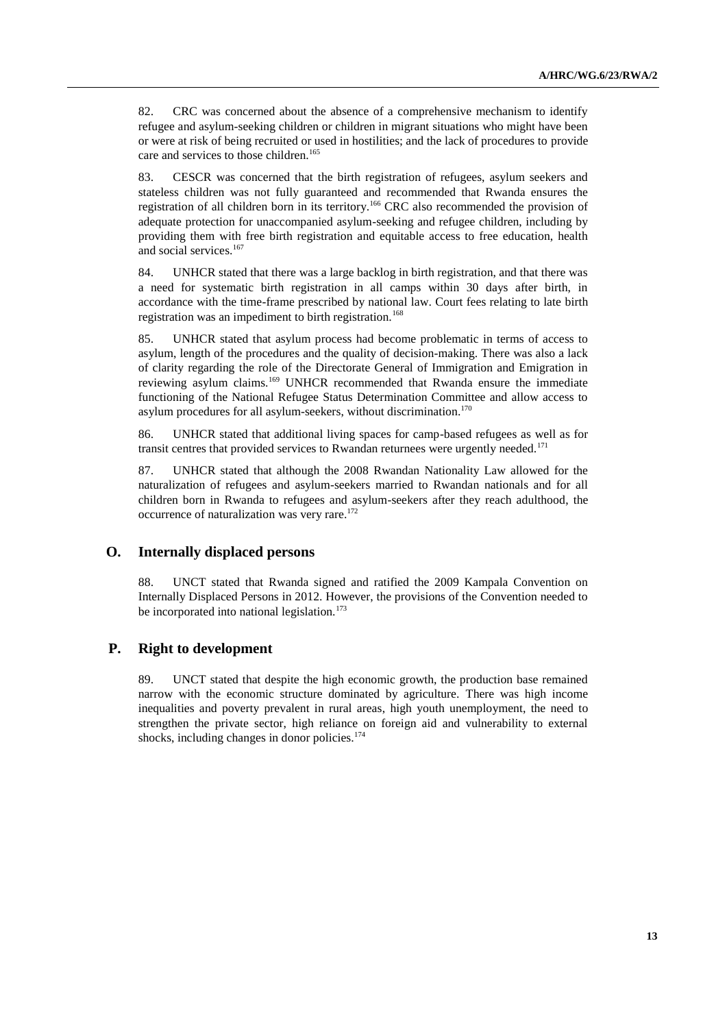82. CRC was concerned about the absence of a comprehensive mechanism to identify refugee and asylum-seeking children or children in migrant situations who might have been or were at risk of being recruited or used in hostilities; and the lack of procedures to provide care and services to those children.[165]

83. CESCR was concerned that the birth registration of refugees, asylum seekers and stateless children was not fully guaranteed and recommended that Rwanda ensures the registration of all children born in its territory.[166] CRC also recommended the provision of adequate protection for unaccompanied asylum-seeking and refugee children, including by providing them with free birth registration and equitable access to free education, health and social services.[167]

84. UNHCR stated that there was a large backlog in birth registration, and that there was a need for systematic birth registration in all camps within 30 days after birth, in accordance with the time-frame prescribed by national law. Court fees relating to late birth registration was an impediment to birth registration.[168]

85. UNHCR stated that asylum process had become problematic in terms of access to asylum, length of the procedures and the quality of decision-making. There was also a lack of clarity regarding the role of the Directorate General of Immigration and Emigration in reviewing asylum claims.[169] UNHCR recommended that Rwanda ensure the immediate functioning of the National Refugee Status Determination Committee and allow access to asylum procedures for all asylum-seekers, without discrimination.[170]

86. UNHCR stated that additional living spaces for camp-based refugees as well as for transit centres that provided services to Rwandan returnees were urgently needed.[171]

87. UNHCR stated that although the 2008 Rwandan Nationality Law allowed for the naturalization of refugees and asylum-seekers married to Rwandan nationals and for all children born in Rwanda to refugees and asylum-seekers after they reach adulthood, the occurrence of naturalization was very rare.[172]

## O. Internally displaced persons

88. UNCT stated that Rwanda signed and ratified the 2009 Kampala Convention on Internally Displaced Persons in 2012. However, the provisions of the Convention needed to be incorporated into national legislation.[173]

## P. Right to development

89. UNCT stated that despite the high economic growth, the production base remained narrow with the economic structure dominated by agriculture. There was high income inequalities and poverty prevalent in rural areas, high youth unemployment, the need to strengthen the private sector, high reliance on foreign aid and vulnerability to external shocks, including changes in donor policies.[174]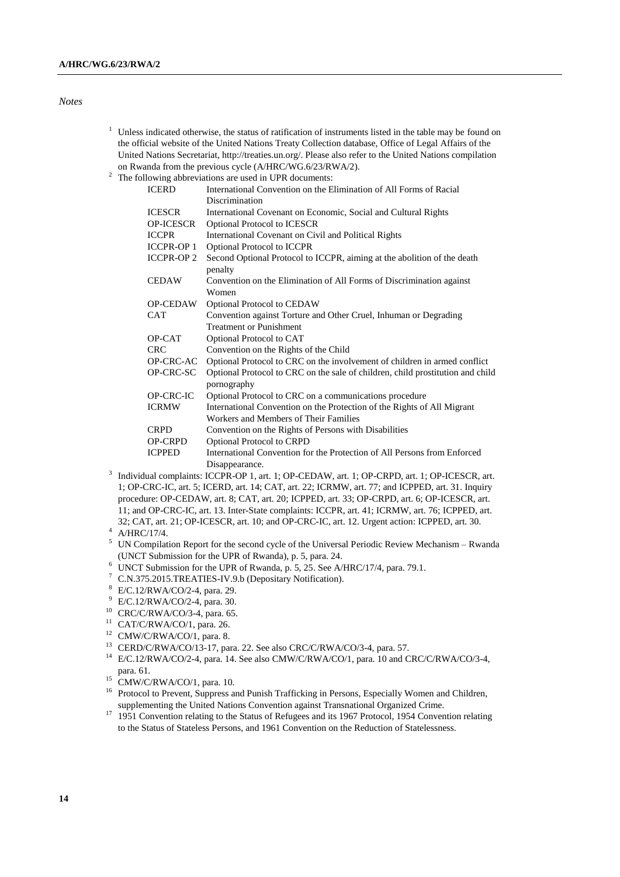*Notes*

[1] Unless indicated otherwise, the status of ratification of instruments listed in the table may be found on the official website of the United Nations Treaty Collection database, Office of Legal Affairs of the United Nations Secretariat, http://treaties.un.org/. Please also refer to the United Nations compilation on Rwanda from the previous cycle (A/HRC/WG.6/23/RWA/2).

[2] The following abbreviations are used in UPR documents:

| | |
|---|---|
| ICERD | International Convention on the Elimination of All Forms of Racial Discrimination |
| ICESCR | International Covenant on Economic, Social and Cultural Rights |
| OP-ICESCR | Optional Protocol to ICESCR |
| ICCPR | International Covenant on Civil and Political Rights |
| ICCPR-OP 1 | Optional Protocol to ICCPR |
| ICCPR-OP 2 | Second Optional Protocol to ICCPR, aiming at the abolition of the death penalty |
| CEDAW | Convention on the Elimination of All Forms of Discrimination against Women |
| OP-CEDAW | Optional Protocol to CEDAW |
| CAT | Convention against Torture and Other Cruel, Inhuman or Degrading Treatment or Punishment |
| OP-CAT | Optional Protocol to CAT |
| CRC | Convention on the Rights of the Child |
| OP-CRC-AC | Optional Protocol to CRC on the involvement of children in armed conflict |
| OP-CRC-SC | Optional Protocol to CRC on the sale of children, child prostitution and child pornography |
| OP-CRC-IC | Optional Protocol to CRC on a communications procedure |
| ICRMW | International Convention on the Protection of the Rights of All Migrant Workers and Members of Their Families |
| CRPD | Convention on the Rights of Persons with Disabilities |
| OP-CRPD | Optional Protocol to CRPD |
| ICPPED | International Convention for the Protection of All Persons from Enforced Disappearance. |

[3] Individual complaints: ICCPR-OP 1, art. 1; OP-CEDAW, art. 1; OP-CRPD, art. 1; OP-ICESCR, art. 1; OP-CRC-IC, art. 5; ICERD, art. 14; CAT, art. 22; ICRMW, art. 77; and ICPPED, art. 31. Inquiry procedure: OP-CEDAW, art. 8; CAT, art. 20; ICPPED, art. 33; OP-CRPD, art. 6; OP-ICESCR, art. 11; and OP-CRC-IC, art. 13. Inter-State complaints: ICCPR, art. 41; ICRMW, art. 76; ICPPED, art. 32; CAT, art. 21; OP-ICESCR, art. 10; and OP-CRC-IC, art. 12. Urgent action: ICPPED, art. 30.

[4] A/HRC/17/4.

[5] UN Compilation Report for the second cycle of the Universal Periodic Review Mechanism – Rwanda (UNCT Submission for the UPR of Rwanda), p. 5, para. 24.

[6] UNCT Submission for the UPR of Rwanda, p. 5, 25. See A/HRC/17/4, para. 79.1.

[7] C.N.375.2015.TREATIES-IV.9.b (Depositary Notification).

[8] E/C.12/RWA/CO/2-4, para. 29.

[9] E/C.12/RWA/CO/2-4, para. 30.

[10] CRC/C/RWA/CO/3-4, para. 65.

[11] CAT/C/RWA/CO/1, para. 26.

[12] CMW/C/RWA/CO/1, para. 8.

[13] CERD/C/RWA/CO/13-17, para. 22. See also CRC/C/RWA/CO/3-4, para. 57.

[14] E/C.12/RWA/CO/2-4, para. 14. See also CMW/C/RWA/CO/1, para. 10 and CRC/C/RWA/CO/3-4, para. 61.

[15] CMW/C/RWA/CO/1, para. 10.

[16] Protocol to Prevent, Suppress and Punish Trafficking in Persons, Especially Women and Children, supplementing the United Nations Convention against Transnational Organized Crime.

[17] 1951 Convention relating to the Status of Refugees and its 1967 Protocol, 1954 Convention relating to the Status of Stateless Persons, and 1961 Convention on the Reduction of Statelessness.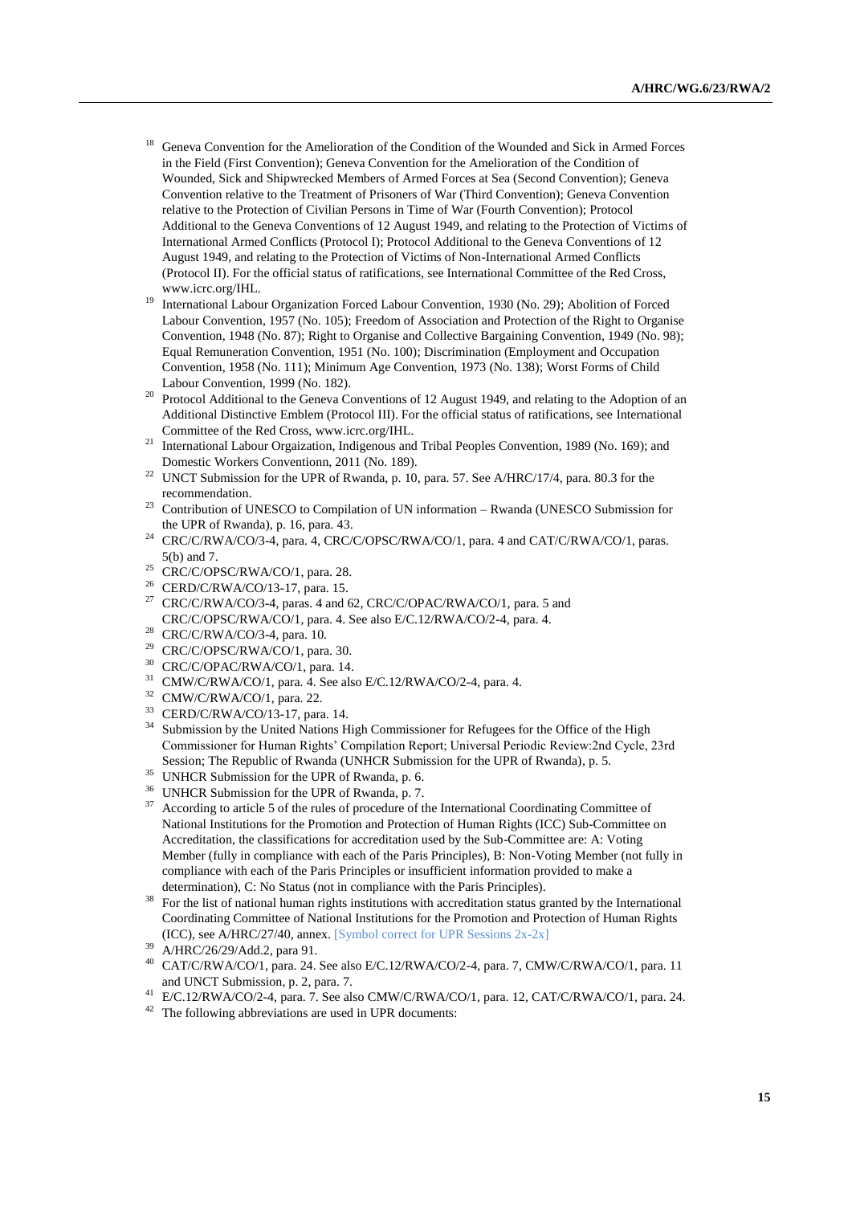[18] Geneva Convention for the Amelioration of the Condition of the Wounded and Sick in Armed Forces in the Field (First Convention); Geneva Convention for the Amelioration of the Condition of Wounded, Sick and Shipwrecked Members of Armed Forces at Sea (Second Convention); Geneva Convention relative to the Treatment of Prisoners of War (Third Convention); Geneva Convention relative to the Protection of Civilian Persons in Time of War (Fourth Convention); Protocol Additional to the Geneva Conventions of 12 August 1949, and relating to the Protection of Victims of International Armed Conflicts (Protocol I); Protocol Additional to the Geneva Conventions of 12 August 1949, and relating to the Protection of Victims of Non-International Armed Conflicts (Protocol II). For the official status of ratifications, see International Committee of the Red Cross, www.icrc.org/IHL.

[19] International Labour Organization Forced Labour Convention, 1930 (No. 29); Abolition of Forced Labour Convention, 1957 (No. 105); Freedom of Association and Protection of the Right to Organise Convention, 1948 (No. 87); Right to Organise and Collective Bargaining Convention, 1949 (No. 98); Equal Remuneration Convention, 1951 (No. 100); Discrimination (Employment and Occupation Convention, 1958 (No. 111); Minimum Age Convention, 1973 (No. 138); Worst Forms of Child Labour Convention, 1999 (No. 182).

[20] Protocol Additional to the Geneva Conventions of 12 August 1949, and relating to the Adoption of an Additional Distinctive Emblem (Protocol III). For the official status of ratifications, see International Committee of the Red Cross, www.icrc.org/IHL.

[21] International Labour Orgaization, Indigenous and Tribal Peoples Convention, 1989 (No. 169); and Domestic Workers Conventionn, 2011 (No. 189).

[22] UNCT Submission for the UPR of Rwanda, p. 10, para. 57. See A/HRC/17/4, para. 80.3 for the recommendation.

[23] Contribution of UNESCO to Compilation of UN information – Rwanda (UNESCO Submission for the UPR of Rwanda), p. 16, para. 43.

[24] CRC/C/RWA/CO/3-4, para. 4, CRC/C/OPSC/RWA/CO/1, para. 4 and CAT/C/RWA/CO/1, paras. 5(b) and 7.

[25] CRC/C/OPSC/RWA/CO/1, para. 28.

[26] CERD/C/RWA/CO/13-17, para. 15.

[27] CRC/C/RWA/CO/3-4, paras. 4 and 62, CRC/C/OPAC/RWA/CO/1, para. 5 and CRC/C/OPSC/RWA/CO/1, para. 4. See also E/C.12/RWA/CO/2-4, para. 4.

[28] CRC/C/RWA/CO/3-4, para. 10.

[29] CRC/C/OPSC/RWA/CO/1, para. 30.

[30] CRC/C/OPAC/RWA/CO/1, para. 14.

[31] CMW/C/RWA/CO/1, para. 4. See also E/C.12/RWA/CO/2-4, para. 4.

[32] CMW/C/RWA/CO/1, para. 22.

[33] CERD/C/RWA/CO/13-17, para. 14.

[34] Submission by the United Nations High Commissioner for Refugees for the Office of the High Commissioner for Human Rights' Compilation Report; Universal Periodic Review:2nd Cycle, 23rd Session; The Republic of Rwanda (UNHCR Submission for the UPR of Rwanda), p. 5.

[35] UNHCR Submission for the UPR of Rwanda, p. 6.

[36] UNHCR Submission for the UPR of Rwanda, p. 7.

[37] According to article 5 of the rules of procedure of the International Coordinating Committee of National Institutions for the Promotion and Protection of Human Rights (ICC) Sub-Committee on Accreditation, the classifications for accreditation used by the Sub-Committee are: A: Voting Member (fully in compliance with each of the Paris Principles), B: Non-Voting Member (not fully in compliance with each of the Paris Principles or insufficient information provided to make a determination), C: No Status (not in compliance with the Paris Principles).

[38] For the list of national human rights institutions with accreditation status granted by the International Coordinating Committee of National Institutions for the Promotion and Protection of Human Rights (ICC), see A/HRC/27/40, annex. [Symbol correct for UPR Sessions 2x-2x]

[39] A/HRC/26/29/Add.2, para 91.

[40] CAT/C/RWA/CO/1, para. 24. See also E/C.12/RWA/CO/2-4, para. 7, CMW/C/RWA/CO/1, para. 11 and UNCT Submission, p. 2, para. 7.

[41] E/C.12/RWA/CO/2-4, para. 7. See also CMW/C/RWA/CO/1, para. 12, CAT/C/RWA/CO/1, para. 24.

[42] The following abbreviations are used in UPR documents: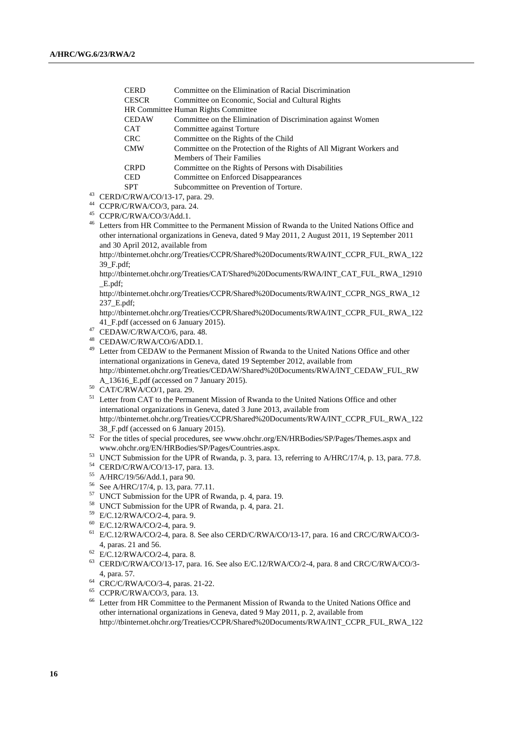| | |
|---|---|
| CERD | Committee on the Elimination of Racial Discrimination |
| CESCR | Committee on Economic, Social and Cultural Rights |
| HR Committee | Human Rights Committee |
| CEDAW | Committee on the Elimination of Discrimination against Women |
| CAT | Committee against Torture |
| CRC | Committee on the Rights of the Child |
| CMW | Committee on the Protection of the Rights of All Migrant Workers and Members of Their Families |
| CRPD | Committee on the Rights of Persons with Disabilities |
| CED | Committee on Enforced Disappearances |
| SPT | Subcommittee on Prevention of Torture. |

[43] CERD/C/RWA/CO/13-17, para. 29.

[44] CCPR/C/RWA/CO/3, para. 24.

[45] CCPR/C/RWA/CO/3/Add.1.

[46] Letters from HR Committee to the Permanent Mission of Rwanda to the United Nations Office and other international organizations in Geneva, dated 9 May 2011, 2 August 2011, 19 September 2011 and 30 April 2012, available from http://tbinternet.ohchr.org/Treaties/CCPR/Shared%20Documents/RWA/INT_CCPR_FUL_RWA_12239_F.pdf; http://tbinternet.ohchr.org/Treaties/CAT/Shared%20Documents/RWA/INT_CAT_FUL_RWA_12910_E.pdf; http://tbinternet.ohchr.org/Treaties/CCPR/Shared%20Documents/RWA/INT_CCPR_NGS_RWA_12237_E.pdf; http://tbinternet.ohchr.org/Treaties/CCPR/Shared%20Documents/RWA/INT_CCPR_FUL_RWA_12241_F.pdf (accessed on 6 January 2015).

[47] CEDAW/C/RWA/CO/6, para. 48.

[48] CEDAW/C/RWA/CO/6/ADD.1.

[49] Letter from CEDAW to the Permanent Mission of Rwanda to the United Nations Office and other international organizations in Geneva, dated 19 September 2012, available from http://tbinternet.ohchr.org/Treaties/CEDAW/Shared%20Documents/RWA/INT_CEDAW_FUL_RWA_13616_E.pdf (accessed on 7 January 2015).

[50] CAT/C/RWA/CO/1, para. 29.

[51] Letter from CAT to the Permanent Mission of Rwanda to the United Nations Office and other international organizations in Geneva, dated 3 June 2013, available from http://tbinternet.ohchr.org/Treaties/CCPR/Shared%20Documents/RWA/INT_CCPR_FUL_RWA_12238_F.pdf (accessed on 6 January 2015).

[52] For the titles of special procedures, see www.ohchr.org/EN/HRBodies/SP/Pages/Themes.aspx and www.ohchr.org/EN/HRBodies/SP/Pages/Countries.aspx.

[53] UNCT Submission for the UPR of Rwanda, p. 3, para. 13, referring to A/HRC/17/4, p. 13, para. 77.8.

[54] CERD/C/RWA/CO/13-17, para. 13.

[55] A/HRC/19/56/Add.1, para 90.

[56] See A/HRC/17/4, p. 13, para. 77.11.

[57] UNCT Submission for the UPR of Rwanda, p. 4, para. 19.

[58] UNCT Submission for the UPR of Rwanda, p. 4, para. 21.

[59] E/C.12/RWA/CO/2-4, para. 9.

[60] E/C.12/RWA/CO/2-4, para. 9.

[61] E/C.12/RWA/CO/2-4, para. 8. See also CERD/C/RWA/CO/13-17, para. 16 and CRC/C/RWA/CO/3-4, paras. 21 and 56.

[62] E/C.12/RWA/CO/2-4, para. 8.

[63] CERD/C/RWA/CO/13-17, para. 16. See also E/C.12/RWA/CO/2-4, para. 8 and CRC/C/RWA/CO/3-4, para. 57.

[64] CRC/C/RWA/CO/3-4, paras. 21-22.

[65] CCPR/C/RWA/CO/3, para. 13.

[66] Letter from HR Committee to the Permanent Mission of Rwanda to the United Nations Office and other international organizations in Geneva, dated 9 May 2011, p. 2, available from http://tbinternet.ohchr.org/Treaties/CCPR/Shared%20Documents/RWA/INT_CCPR_FUL_RWA_122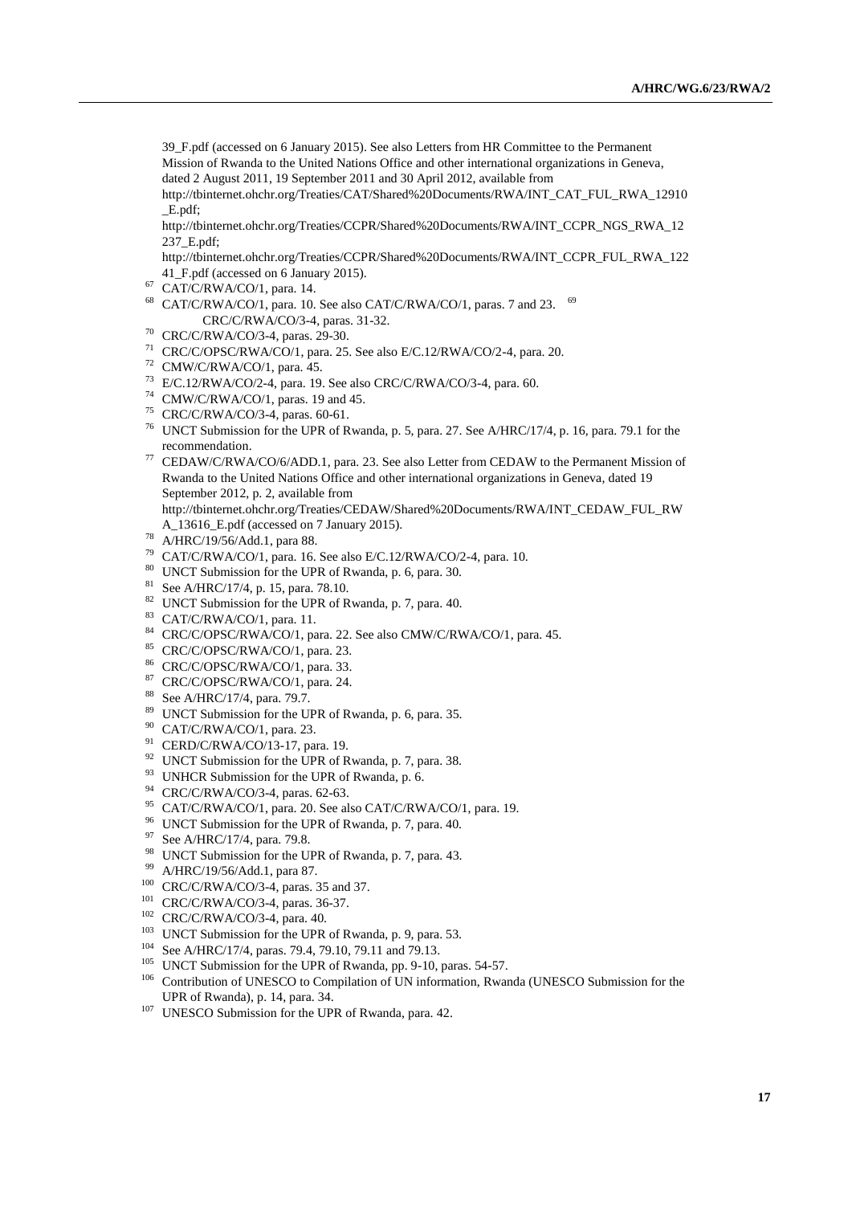39_F.pdf (accessed on 6 January 2015). See also Letters from HR Committee to the Permanent Mission of Rwanda to the United Nations Office and other international organizations in Geneva, dated 2 August 2011, 19 September 2011 and 30 April 2012, available from http://tbinternet.ohchr.org/Treaties/CAT/Shared%20Documents/RWA/INT_CAT_FUL_RWA_12910_E.pdf; http://tbinternet.ohchr.org/Treaties/CCPR/Shared%20Documents/RWA/INT_CCPR_NGS_RWA_12237_E.pdf; http://tbinternet.ohchr.org/Treaties/CCPR/Shared%20Documents/RWA/INT_CCPR_FUL_RWA_12241_F.pdf (accessed on 6 January 2015).

[67] CAT/C/RWA/CO/1, para. 14.

[68] CAT/C/RWA/CO/1, para. 10. See also CAT/C/RWA/CO/1, paras. 7 and 23.

[69] CRC/C/RWA/CO/3-4, paras. 31-32.

[70] CRC/C/RWA/CO/3-4, paras. 29-30.

[71] CRC/C/OPSC/RWA/CO/1, para. 25. See also E/C.12/RWA/CO/2-4, para. 20.

[72] CMW/C/RWA/CO/1, para. 45.

[73] E/C.12/RWA/CO/2-4, para. 19. See also CRC/C/RWA/CO/3-4, para. 60.

[74] CMW/C/RWA/CO/1, paras. 19 and 45.

[75] CRC/C/RWA/CO/3-4, paras. 60-61.

[76] UNCT Submission for the UPR of Rwanda, p. 5, para. 27. See A/HRC/17/4, p. 16, para. 79.1 for the recommendation.

[77] CEDAW/C/RWA/CO/6/ADD.1, para. 23. See also Letter from CEDAW to the Permanent Mission of Rwanda to the United Nations Office and other international organizations in Geneva, dated 19 September 2012, p. 2, available from http://tbinternet.ohchr.org/Treaties/CEDAW/Shared%20Documents/RWA/INT_CEDAW_FUL_RWA_13616_E.pdf (accessed on 7 January 2015).

[78] A/HRC/19/56/Add.1, para 88.

[79] CAT/C/RWA/CO/1, para. 16. See also E/C.12/RWA/CO/2-4, para. 10.

[80] UNCT Submission for the UPR of Rwanda, p. 6, para. 30.

[81] See A/HRC/17/4, p. 15, para. 78.10.

[82] UNCT Submission for the UPR of Rwanda, p. 7, para. 40.

[83] CAT/C/RWA/CO/1, para. 11.

[84] CRC/C/OPSC/RWA/CO/1, para. 22. See also CMW/C/RWA/CO/1, para. 45.

[85] CRC/C/OPSC/RWA/CO/1, para. 23.

[86] CRC/C/OPSC/RWA/CO/1, para. 33.

[87] CRC/C/OPSC/RWA/CO/1, para. 24.

[88] See A/HRC/17/4, para. 79.7.

[89] UNCT Submission for the UPR of Rwanda, p. 6, para. 35.

[90] CAT/C/RWA/CO/1, para. 23.

[91] CERD/C/RWA/CO/13-17, para. 19.

[92] UNCT Submission for the UPR of Rwanda, p. 7, para. 38.

[93] UNHCR Submission for the UPR of Rwanda, p. 6.

[94] CRC/C/RWA/CO/3-4, paras. 62-63.

[95] CAT/C/RWA/CO/1, para. 20. See also CAT/C/RWA/CO/1, para. 19.

[96] UNCT Submission for the UPR of Rwanda, p. 7, para. 40.

[97] See A/HRC/17/4, para. 79.8.

[98] UNCT Submission for the UPR of Rwanda, p. 7, para. 43.

[99] A/HRC/19/56/Add.1, para 87.

[100] CRC/C/RWA/CO/3-4, paras. 35 and 37.

[101] CRC/C/RWA/CO/3-4, paras. 36-37.

[102] CRC/C/RWA/CO/3-4, para. 40.

[103] UNCT Submission for the UPR of Rwanda, p. 9, para. 53.

[104] See A/HRC/17/4, paras. 79.4, 79.10, 79.11 and 79.13.

[105] UNCT Submission for the UPR of Rwanda, pp. 9-10, paras. 54-57.

[106] Contribution of UNESCO to Compilation of UN information, Rwanda (UNESCO Submission for the UPR of Rwanda), p. 14, para. 34.

[107] UNESCO Submission for the UPR of Rwanda, para. 42.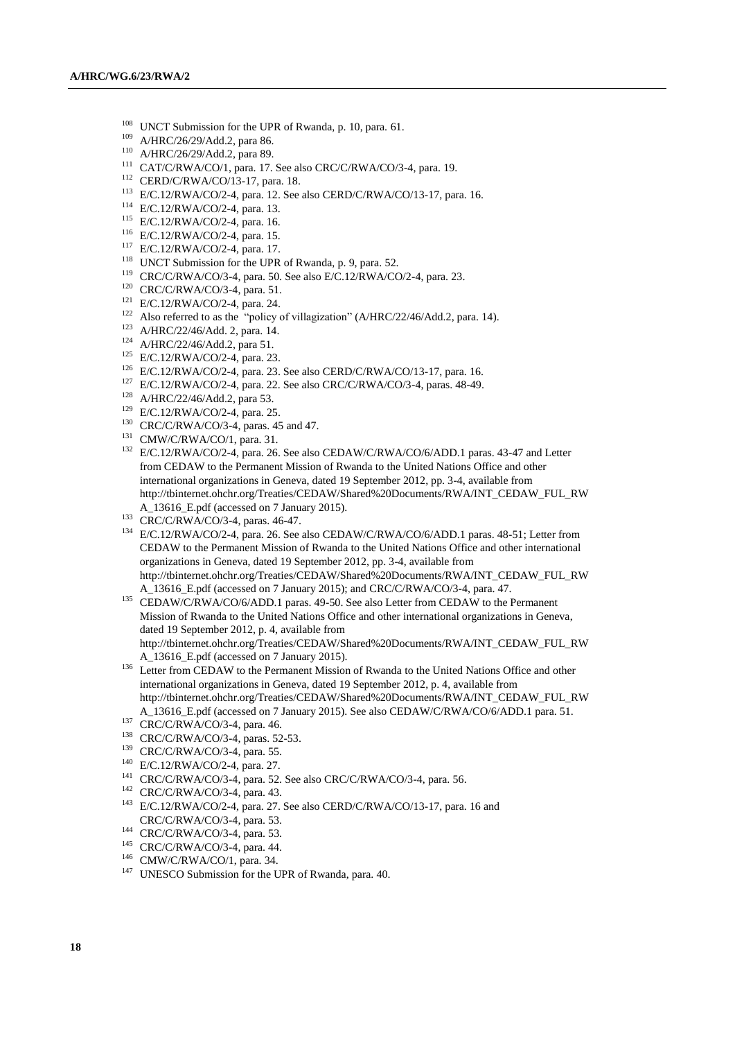[108] UNCT Submission for the UPR of Rwanda, p. 10, para. 61.

[109] A/HRC/26/29/Add.2, para 86.

[110] A/HRC/26/29/Add.2, para 89.

[111] CAT/C/RWA/CO/1, para. 17. See also CRC/C/RWA/CO/3-4, para. 19.

[112] CERD/C/RWA/CO/13-17, para. 18.

[113] E/C.12/RWA/CO/2-4, para. 12. See also CERD/C/RWA/CO/13-17, para. 16.

[114] E/C.12/RWA/CO/2-4, para. 13.

[115] E/C.12/RWA/CO/2-4, para. 16.

[116] E/C.12/RWA/CO/2-4, para. 15.

[117] E/C.12/RWA/CO/2-4, para. 17.

[118] UNCT Submission for the UPR of Rwanda, p. 9, para. 52.

[119] CRC/C/RWA/CO/3-4, para. 50. See also E/C.12/RWA/CO/2-4, para. 23.

[120] CRC/C/RWA/CO/3-4, para. 51.

[121] E/C.12/RWA/CO/2-4, para. 24.

[122] Also referred to as the "policy of villagization" (A/HRC/22/46/Add.2, para. 14).

[123] A/HRC/22/46/Add. 2, para. 14.

[124] A/HRC/22/46/Add.2, para 51.

[125] E/C.12/RWA/CO/2-4, para. 23.

[126] E/C.12/RWA/CO/2-4, para. 23. See also CERD/C/RWA/CO/13-17, para. 16.

[127] E/C.12/RWA/CO/2-4, para. 22. See also CRC/C/RWA/CO/3-4, paras. 48-49.

[128] A/HRC/22/46/Add.2, para 53.

[129] E/C.12/RWA/CO/2-4, para. 25.

[130] CRC/C/RWA/CO/3-4, paras. 45 and 47.

[131] CMW/C/RWA/CO/1, para. 31.

[132] E/C.12/RWA/CO/2-4, para. 26. See also CEDAW/C/RWA/CO/6/ADD.1 paras. 43-47 and Letter from CEDAW to the Permanent Mission of Rwanda to the United Nations Office and other international organizations in Geneva, dated 19 September 2012, pp. 3-4, available from http://tbinternet.ohchr.org/Treaties/CEDAW/Shared%20Documents/RWA/INT_CEDAW_FUL_RWA_13616_E.pdf (accessed on 7 January 2015).

[133] CRC/C/RWA/CO/3-4, paras. 46-47.

[134] E/C.12/RWA/CO/2-4, para. 26. See also CEDAW/C/RWA/CO/6/ADD.1 paras. 48-51; Letter from CEDAW to the Permanent Mission of Rwanda to the United Nations Office and other international organizations in Geneva, dated 19 September 2012, pp. 3-4, available from http://tbinternet.ohchr.org/Treaties/CEDAW/Shared%20Documents/RWA/INT_CEDAW_FUL_RWA_13616_E.pdf (accessed on 7 January 2015); and CRC/C/RWA/CO/3-4, para. 47.

[135] CEDAW/C/RWA/CO/6/ADD.1 paras. 49-50. See also Letter from CEDAW to the Permanent Mission of Rwanda to the United Nations Office and other international organizations in Geneva, dated 19 September 2012, p. 4, available from http://tbinternet.ohchr.org/Treaties/CEDAW/Shared%20Documents/RWA/INT_CEDAW_FUL_RWA_13616_E.pdf (accessed on 7 January 2015).

[136] Letter from CEDAW to the Permanent Mission of Rwanda to the United Nations Office and other international organizations in Geneva, dated 19 September 2012, p. 4, available from http://tbinternet.ohchr.org/Treaties/CEDAW/Shared%20Documents/RWA/INT_CEDAW_FUL_RWA_13616_E.pdf (accessed on 7 January 2015). See also CEDAW/C/RWA/CO/6/ADD.1 para. 51.

[137] CRC/C/RWA/CO/3-4, para. 46.

[138] CRC/C/RWA/CO/3-4, paras. 52-53.

[139] CRC/C/RWA/CO/3-4, para. 55.

[140] E/C.12/RWA/CO/2-4, para. 27.

[141] CRC/C/RWA/CO/3-4, para. 52. See also CRC/C/RWA/CO/3-4, para. 56.

[142] CRC/C/RWA/CO/3-4, para. 43.

[143] E/C.12/RWA/CO/2-4, para. 27. See also CERD/C/RWA/CO/13-17, para. 16 and CRC/C/RWA/CO/3-4, para. 53.

[144] CRC/C/RWA/CO/3-4, para. 53.

[145] CRC/C/RWA/CO/3-4, para. 44.

[146] CMW/C/RWA/CO/1, para. 34.

[147] UNESCO Submission for the UPR of Rwanda, para. 40.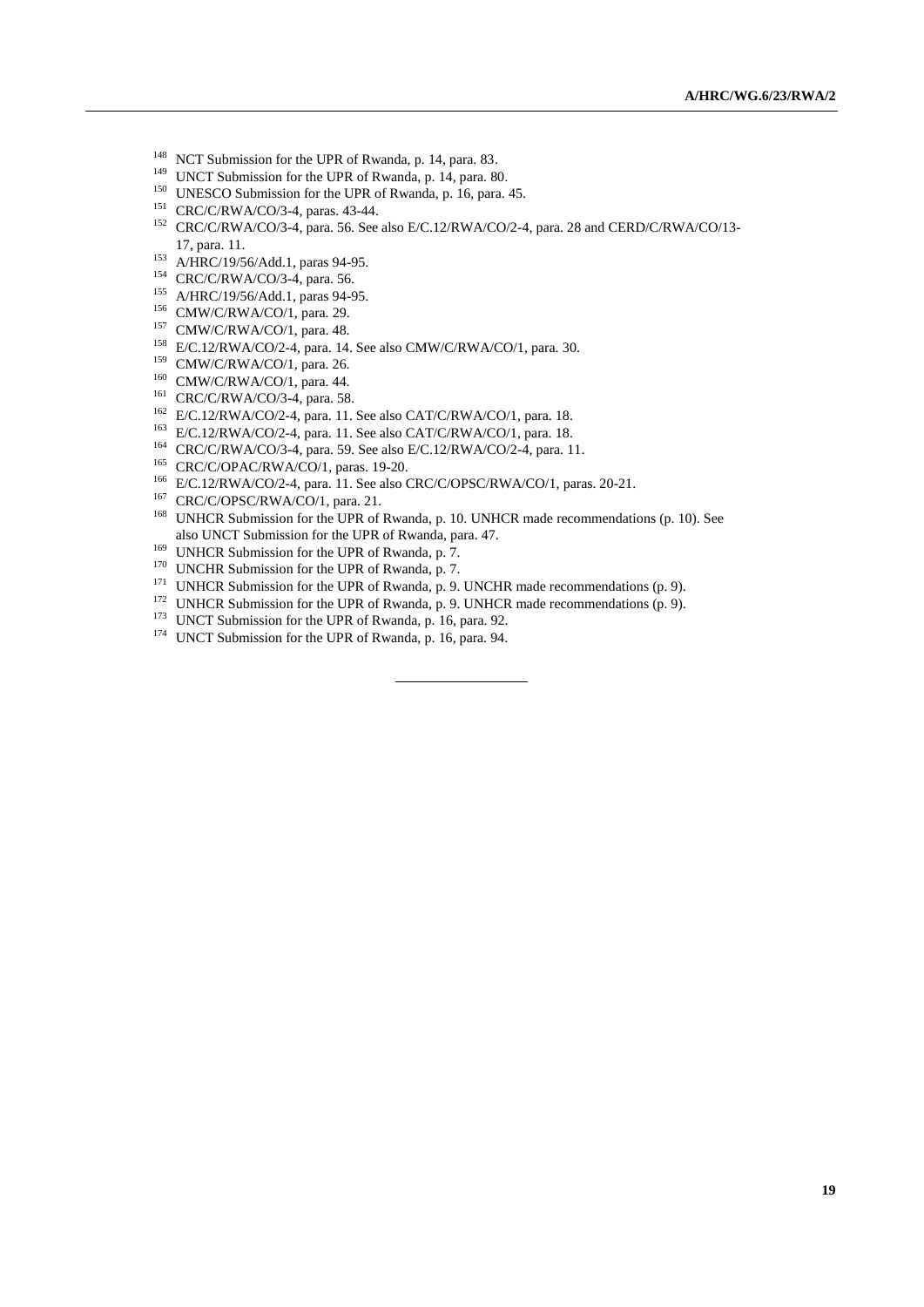[148] NCT Submission for the UPR of Rwanda, p. 14, para. 83.

[149] UNCT Submission for the UPR of Rwanda, p. 14, para. 80.

[150] UNESCO Submission for the UPR of Rwanda, p. 16, para. 45.

[151] CRC/C/RWA/CO/3-4, paras. 43-44.

[152] CRC/C/RWA/CO/3-4, para. 56. See also E/C.12/RWA/CO/2-4, para. 28 and CERD/C/RWA/CO/13-17, para. 11.

[153] A/HRC/19/56/Add.1, paras 94-95.

[154] CRC/C/RWA/CO/3-4, para. 56.

[155] A/HRC/19/56/Add.1, paras 94-95.

[156] CMW/C/RWA/CO/1, para. 29.

[157] CMW/C/RWA/CO/1, para. 48.

[158] E/C.12/RWA/CO/2-4, para. 14. See also CMW/C/RWA/CO/1, para. 30.

[159] CMW/C/RWA/CO/1, para. 26.

[160] CMW/C/RWA/CO/1, para. 44.

[161] CRC/C/RWA/CO/3-4, para. 58.

[162] E/C.12/RWA/CO/2-4, para. 11. See also CAT/C/RWA/CO/1, para. 18.

[163] E/C.12/RWA/CO/2-4, para. 11. See also CAT/C/RWA/CO/1, para. 18.

[164] CRC/C/RWA/CO/3-4, para. 59. See also E/C.12/RWA/CO/2-4, para. 11.

[165] CRC/C/OPAC/RWA/CO/1, paras. 19-20.

[166] E/C.12/RWA/CO/2-4, para. 11. See also CRC/C/OPSC/RWA/CO/1, paras. 20-21.

[167] CRC/C/OPSC/RWA/CO/1, para. 21.

[168] UNHCR Submission for the UPR of Rwanda, p. 10. UNHCR made recommendations (p. 10). See also UNCT Submission for the UPR of Rwanda, para. 47.

[169] UNHCR Submission for the UPR of Rwanda, p. 7.

[170] UNCHR Submission for the UPR of Rwanda, p. 7.

[171] UNHCR Submission for the UPR of Rwanda, p. 9. UNCHR made recommendations (p. 9).

[172] UNHCR Submission for the UPR of Rwanda, p. 9. UNHCR made recommendations (p. 9).

[173] UNCT Submission for the UPR of Rwanda, p. 16, para. 92.

[174] UNCT Submission for the UPR of Rwanda, p. 16, para. 94.